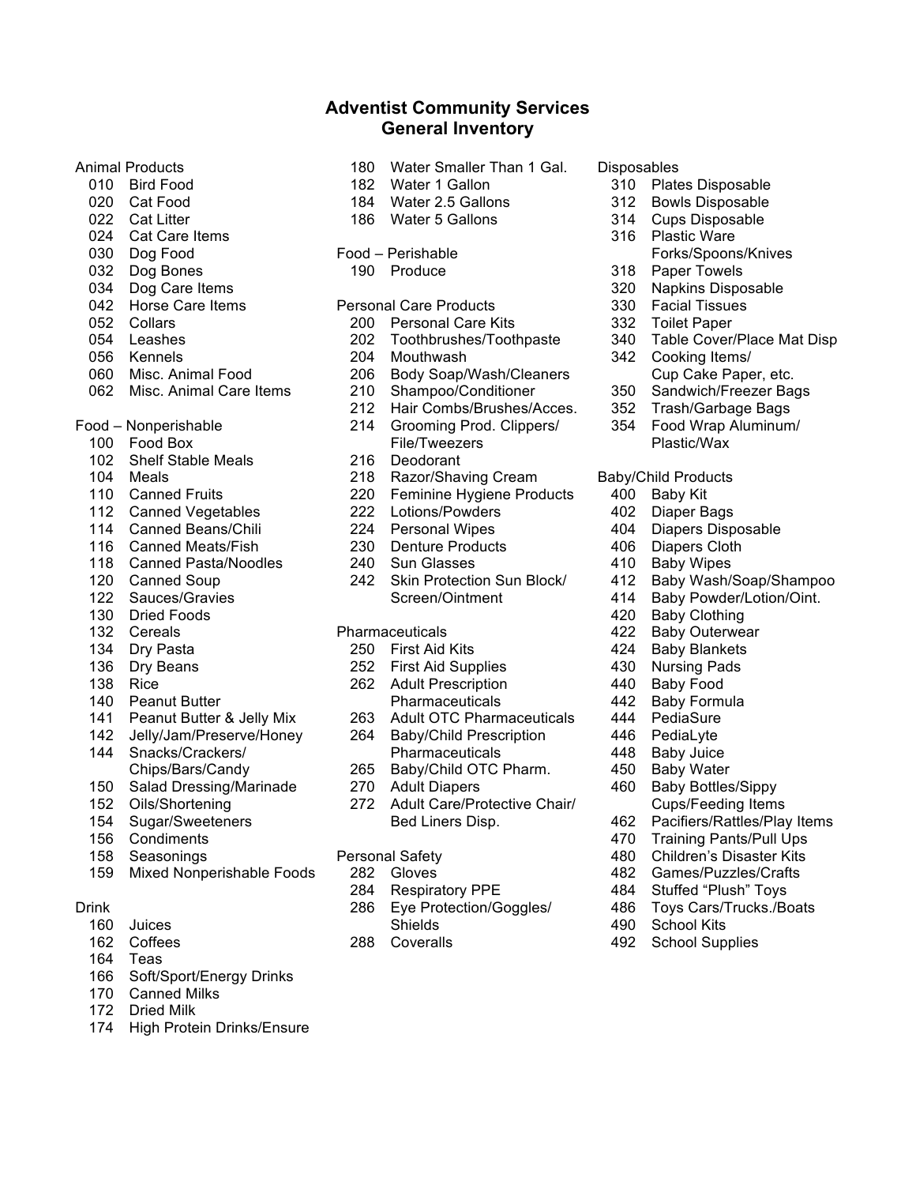# Adventist Community Services
## General Inventory

Animal Products
- 010 Bird Food
- 020 Cat Food
- 022 Cat Litter
- 024 Cat Care Items
- 030 Dog Food
- 032 Dog Bones
- 034 Dog Care Items
- 042 Horse Care Items
- 052 Collars
- 054 Leashes
- 056 Kennels
- 060 Misc. Animal Food
- 062 Misc. Animal Care Items

Food – Nonperishable
- 100 Food Box
- 102 Shelf Stable Meals
- 104 Meals
- 110 Canned Fruits
- 112 Canned Vegetables
- 114 Canned Beans/Chili
- 116 Canned Meats/Fish
- 118 Canned Pasta/Noodles
- 120 Canned Soup
- 122 Sauces/Gravies
- 130 Dried Foods
- 132 Cereals
- 134 Dry Pasta
- 136 Dry Beans
- 138 Rice
- 140 Peanut Butter
- 141 Peanut Butter & Jelly Mix
- 142 Jelly/Jam/Preserve/Honey
- 144 Snacks/Crackers/Chips/Bars/Candy
- 150 Salad Dressing/Marinade
- 152 Oils/Shortening
- 154 Sugar/Sweeteners
- 156 Condiments
- 158 Seasonings
- 159 Mixed Nonperishable Foods

Drink
- 160 Juices
- 162 Coffees
- 164 Teas
- 166 Soft/Sport/Energy Drinks
- 170 Canned Milks
- 172 Dried Milk
- 174 High Protein Drinks/Ensure
- 180 Water Smaller Than 1 Gal.
- 182 Water 1 Gallon
- 184 Water 2.5 Gallons
- 186 Water 5 Gallons

Food – Perishable
- 190 Produce

Personal Care Products
- 200 Personal Care Kits
- 202 Toothbrushes/Toothpaste
- 204 Mouthwash
- 206 Body Soap/Wash/Cleaners
- 210 Shampoo/Conditioner
- 212 Hair Combs/Brushes/Acces.
- 214 Grooming Prod. Clippers/File/Tweezers
- 216 Deodorant
- 218 Razor/Shaving Cream
- 220 Feminine Hygiene Products
- 222 Lotions/Powders
- 224 Personal Wipes
- 230 Denture Products
- 240 Sun Glasses
- 242 Skin Protection Sun Block/Screen/Ointment

Pharmaceuticals
- 250 First Aid Kits
- 252 First Aid Supplies
- 262 Adult Prescription Pharmaceuticals
- 263 Adult OTC Pharmaceuticals
- 264 Baby/Child Prescription Pharmaceuticals
- 265 Baby/Child OTC Pharm.
- 270 Adult Diapers
- 272 Adult Care/Protective Chair/Bed Liners Disp.

Personal Safety
- 282 Gloves
- 284 Respiratory PPE
- 286 Eye Protection/Goggles/Shields
- 288 Coveralls

Disposables
- 310 Plates Disposable
- 312 Bowls Disposable
- 314 Cups Disposable
- 316 Plastic Ware Forks/Spoons/Knives
- 318 Paper Towels
- 320 Napkins Disposable
- 330 Facial Tissues
- 332 Toilet Paper
- 340 Table Cover/Place Mat Disp
- 342 Cooking Items/Cup Cake Paper, etc.
- 350 Sandwich/Freezer Bags
- 352 Trash/Garbage Bags
- 354 Food Wrap Aluminum/Plastic/Wax

Baby/Child Products
- 400 Baby Kit
- 402 Diaper Bags
- 404 Diapers Disposable
- 406 Diapers Cloth
- 410 Baby Wipes
- 412 Baby Wash/Soap/Shampoo
- 414 Baby Powder/Lotion/Oint.
- 420 Baby Clothing
- 422 Baby Outerwear
- 424 Baby Blankets
- 430 Nursing Pads
- 440 Baby Food
- 442 Baby Formula
- 444 PediaSure
- 446 PediaLyte
- 448 Baby Juice
- 450 Baby Water
- 460 Baby Bottles/Sippy Cups/Feeding Items
- 462 Pacifiers/Rattles/Play Items
- 470 Training Pants/Pull Ups
- 480 Children's Disaster Kits
- 482 Games/Puzzles/Crafts
- 484 Stuffed "Plush" Toys
- 486 Toys Cars/Trucks./Boats
- 490 School Kits
- 492 School Supplies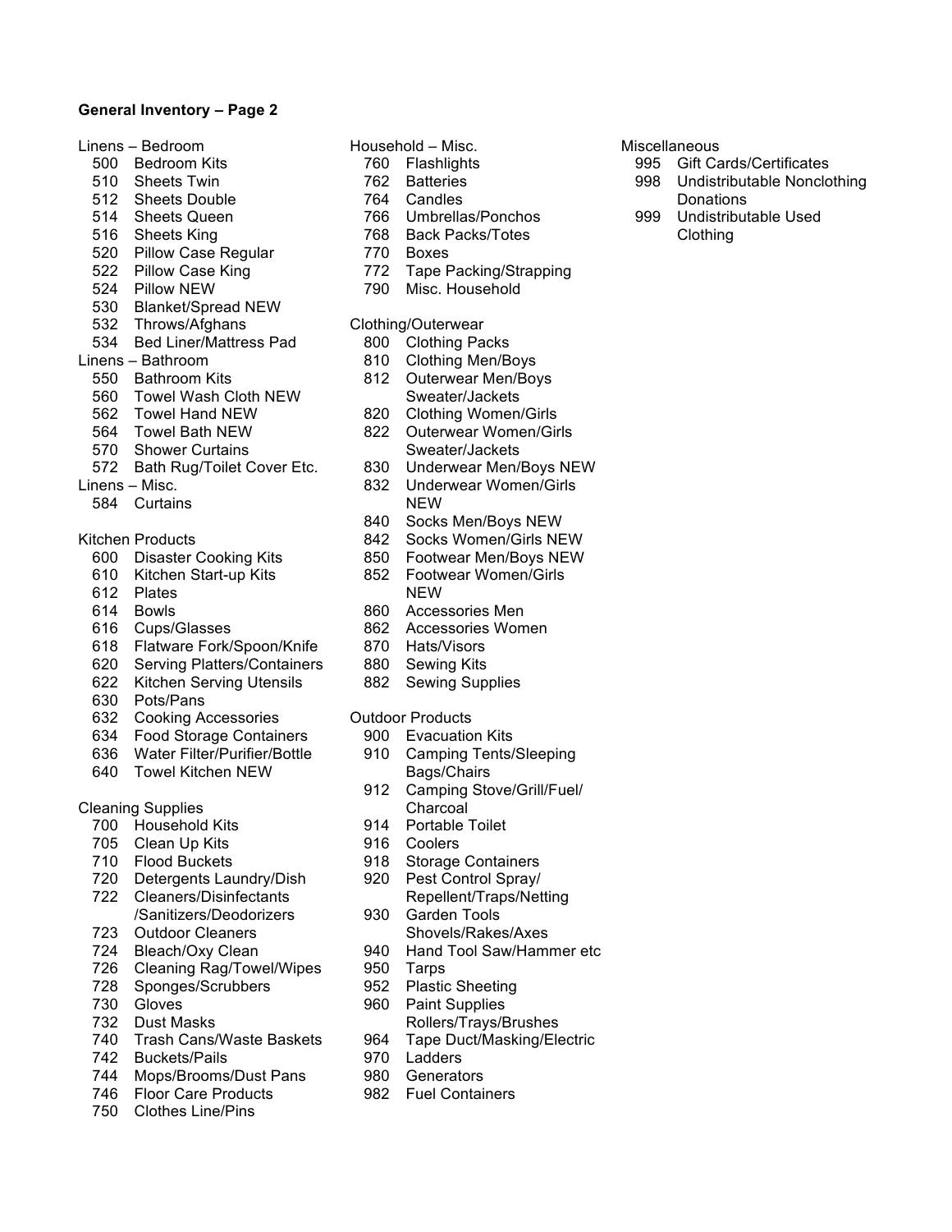**General Inventory – Page 2**

Linens – Bedroom
- 500 Bedroom Kits
- 510 Sheets Twin
- 512 Sheets Double
- 514 Sheets Queen
- 516 Sheets King
- 520 Pillow Case Regular
- 522 Pillow Case King
- 524 Pillow NEW
- 530 Blanket/Spread NEW
- 532 Throws/Afghans
- 534 Bed Liner/Mattress Pad

Linens – Bathroom
- 550 Bathroom Kits
- 560 Towel Wash Cloth NEW
- 562 Towel Hand NEW
- 564 Towel Bath NEW
- 570 Shower Curtains
- 572 Bath Rug/Toilet Cover Etc.

Linens – Misc.
- 584 Curtains

Kitchen Products
- 600 Disaster Cooking Kits
- 610 Kitchen Start-up Kits
- 612 Plates
- 614 Bowls
- 616 Cups/Glasses
- 618 Flatware Fork/Spoon/Knife
- 620 Serving Platters/Containers
- 622 Kitchen Serving Utensils
- 630 Pots/Pans
- 632 Cooking Accessories
- 634 Food Storage Containers
- 636 Water Filter/Purifier/Bottle
- 640 Towel Kitchen NEW

Cleaning Supplies
- 700 Household Kits
- 705 Clean Up Kits
- 710 Flood Buckets
- 720 Detergents Laundry/Dish
- 722 Cleaners/Disinfectants /Sanitizers/Deodorizers
- 723 Outdoor Cleaners
- 724 Bleach/Oxy Clean
- 726 Cleaning Rag/Towel/Wipes
- 728 Sponges/Scrubbers
- 730 Gloves
- 732 Dust Masks
- 740 Trash Cans/Waste Baskets
- 742 Buckets/Pails
- 744 Mops/Brooms/Dust Pans
- 746 Floor Care Products
- 750 Clothes Line/Pins

Household – Misc.
- 760 Flashlights
- 762 Batteries
- 764 Candles
- 766 Umbrellas/Ponchos
- 768 Back Packs/Totes
- 770 Boxes
- 772 Tape Packing/Strapping
- 790 Misc. Household

Clothing/Outerwear
- 800 Clothing Packs
- 810 Clothing Men/Boys
- 812 Outerwear Men/Boys Sweater/Jackets
- 820 Clothing Women/Girls
- 822 Outerwear Women/Girls Sweater/Jackets
- 830 Underwear Men/Boys NEW
- 832 Underwear Women/Girls NEW
- 840 Socks Men/Boys NEW
- 842 Socks Women/Girls NEW
- 850 Footwear Men/Boys NEW
- 852 Footwear Women/Girls NEW
- 860 Accessories Men
- 862 Accessories Women
- 870 Hats/Visors
- 880 Sewing Kits
- 882 Sewing Supplies

Outdoor Products
- 900 Evacuation Kits
- 910 Camping Tents/Sleeping Bags/Chairs
- 912 Camping Stove/Grill/Fuel/ Charcoal
- 914 Portable Toilet
- 916 Coolers
- 918 Storage Containers
- 920 Pest Control Spray/ Repellent/Traps/Netting
- 930 Garden Tools Shovels/Rakes/Axes
- 940 Hand Tool Saw/Hammer etc
- 950 Tarps
- 952 Plastic Sheeting
- 960 Paint Supplies Rollers/Trays/Brushes
- 964 Tape Duct/Masking/Electric
- 970 Ladders
- 980 Generators
- 982 Fuel Containers

Miscellaneous
- 995 Gift Cards/Certificates
- 998 Undistributable Nonclothing Donations
- 999 Undistributable Used Clothing